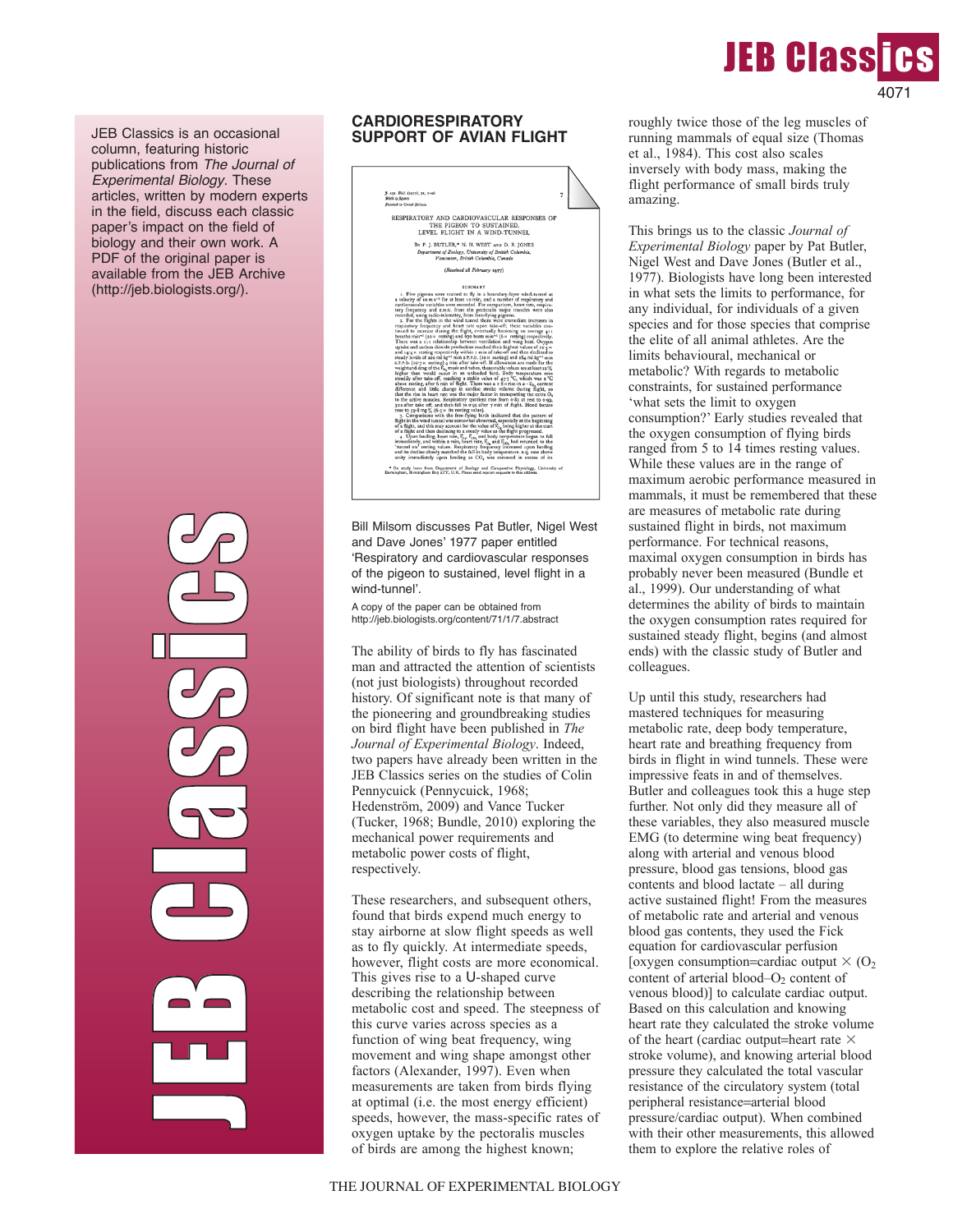JEB Classics is an occasional column, featuring historic publications from *The Journal of Experimental Biology*. These articles, written by modern experts in the field, discuss each classic paper's impact on the field of biology and their own work. A PDF of the original paper is available from the JEB Archive (http://jeb.biologists.org/).

# CARDIORESPIRATORY SUPPORT OF AVIAN FLIGHT

Bill Milsom discusses Pat Butler, Nigel West and Dave Jones' 1977 paper entitled 'Respiratory and cardiovascular responses of the pigeon to sustained, level flight in a wind-tunnel'.

A copy of the paper can be obtained from http://jeb.biologists.org/content/71/1/7.abstract

The ability of birds to fly has fascinated man and attracted the attention of scientists (not just biologists) throughout recorded history. Of significant note is that many of the pioneering and groundbreaking studies on bird flight have been published in *The Journal of Experimental Biology*. Indeed, two papers have already been written in the JEB Classics series on the studies of Colin Pennycuick (Pennycuick, 1968; Hedenström, 2009) and Vance Tucker (Tucker, 1968; Bundle, 2010) exploring the mechanical power requirements and metabolic power costs of flight, respectively.

These researchers, and subsequent others, found that birds expend much energy to stay airborne at slow flight speeds as well as to fly quickly. At intermediate speeds, however, flight costs are more economical. This gives rise to a U-shaped curve describing the relationship between metabolic cost and speed. The steepness of this curve varies across species as a function of wing beat frequency, wing movement and wing shape amongst other factors (Alexander, 1997). Even when measurements are taken from birds flying at optimal (i.e. the most energy efficient) speeds, however, the mass-specific rates of oxygen uptake by the pectoralis muscles of birds are among the highest known; roughly twice those of the leg muscles of running mammals of equal size (Thomas et al., 1984). This cost also scales inversely with body mass, making the flight performance of small birds truly amazing.

This brings us to the classic *Journal of Experimental Biology* paper by Pat Butler, Nigel West and Dave Jones (Butler et al., 1977). Biologists have long been interested in what sets the limits to performance, for any individual, for individuals of a given species and for those species that comprise the elite of all animal athletes. Are the limits behavioural, mechanical or metabolic? With regards to metabolic constraints, for sustained performance 'what sets the limit to oxygen consumption?' Early studies revealed that the oxygen consumption of flying birds ranged from 5 to 14 times resting values. While these values are in the range of maximum aerobic performance measured in mammals, it must be remembered that these are measures of metabolic rate during sustained flight in birds, not maximum performance. For technical reasons, maximal oxygen consumption in birds has probably never been measured (Bundle et al., 1999). Our understanding of what determines the ability of birds to maintain the oxygen consumption rates required for sustained steady flight, begins (and almost ends) with the classic study of Butler and colleagues.

Up until this study, researchers had mastered techniques for measuring metabolic rate, deep body temperature, heart rate and breathing frequency from birds in flight in wind tunnels. These were impressive feats in and of themselves. Butler and colleagues took this a huge step further. Not only did they measure all of these variables, they also measured muscle EMG (to determine wing beat frequency) along with arterial and venous blood pressure, blood gas tensions, blood gas contents and blood lactate – all during active sustained flight! From the measures of metabolic rate and arterial and venous blood gas contents, they used the Fick equation for cardiovascular perfusion [oxygen consumption=cardiac output × ($O_2$ content of arterial blood–$O_2$ content of venous blood)] to calculate cardiac output. Based on this calculation and knowing heart rate they calculated the stroke volume of the heart (cardiac output=heart rate × stroke volume), and knowing arterial blood pressure they calculated the total vascular resistance of the circulatory system (total peripheral resistance=arterial blood pressure/cardiac output). When combined with their other measurements, this allowed them to explore the relative roles of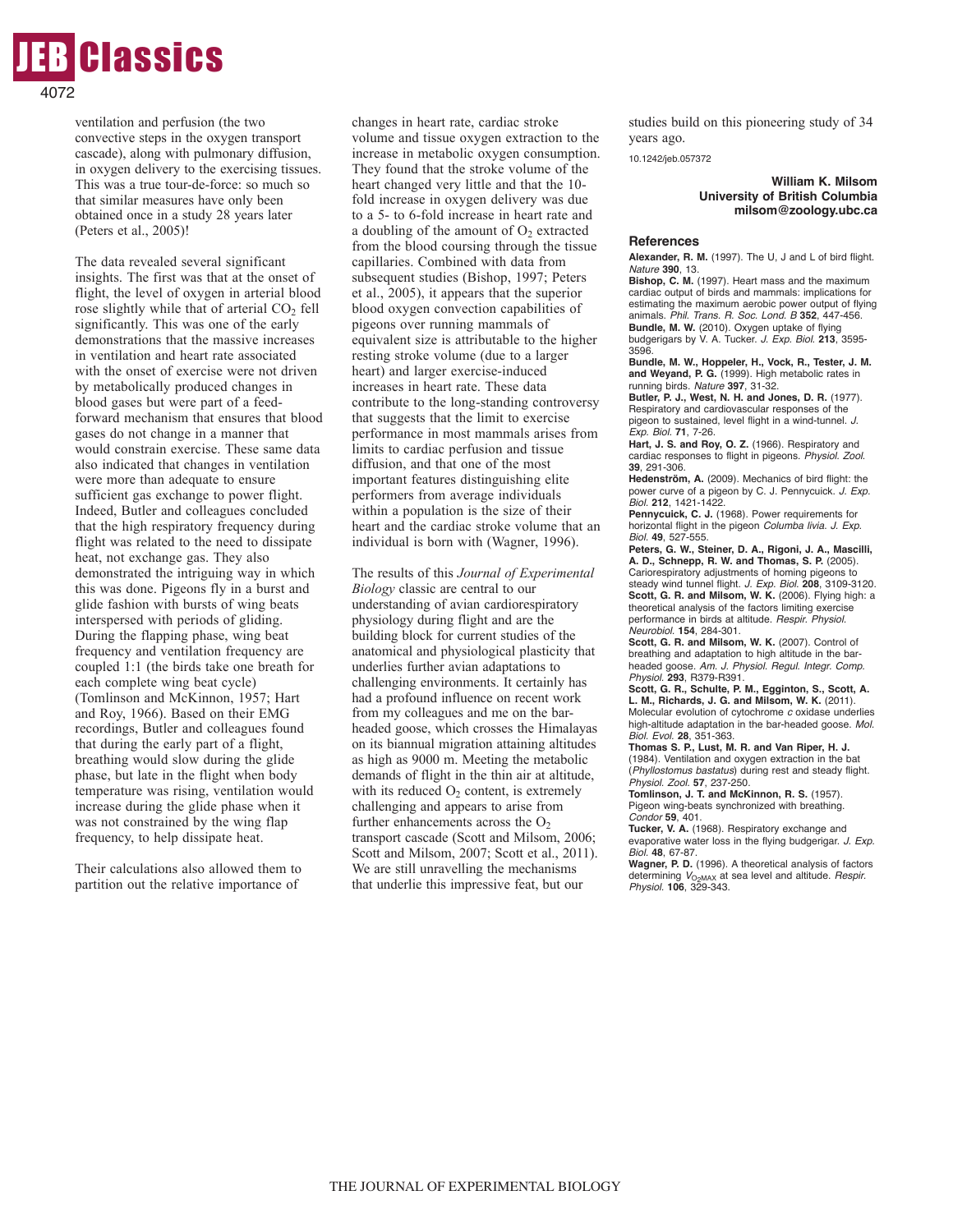ventilation and perfusion (the two convective steps in the oxygen transport cascade), along with pulmonary diffusion, in oxygen delivery to the exercising tissues. This was a true tour-de-force: so much so that similar measures have only been obtained once in a study 28 years later (Peters et al., 2005)!

The data revealed several significant insights. The first was that at the onset of flight, the level of oxygen in arterial blood rose slightly while that of arterial $CO_2$ fell significantly. This was one of the early demonstrations that the massive increases in ventilation and heart rate associated with the onset of exercise were not driven by metabolically produced changes in blood gases but were part of a feed-forward mechanism that ensures that blood gases do not change in a manner that would constrain exercise. These same data also indicated that changes in ventilation were more than adequate to ensure sufficient gas exchange to power flight. Indeed, Butler and colleagues concluded that the high respiratory frequency during flight was related to the need to dissipate heat, not exchange gas. They also demonstrated the intriguing way in which this was done. Pigeons fly in a burst and glide fashion with bursts of wing beats interspersed with periods of gliding. During the flapping phase, wing beat frequency and ventilation frequency are coupled 1:1 (the birds take one breath for each complete wing beat cycle) (Tomlinson and McKinnon, 1957; Hart and Roy, 1966). Based on their EMG recordings, Butler and colleagues found that during the early part of a flight, breathing would slow during the glide phase, but late in the flight when body temperature was rising, ventilation would increase during the glide phase when it was not constrained by the wing flap frequency, to help dissipate heat.

Their calculations also allowed them to partition out the relative importance of changes in heart rate, cardiac stroke volume and tissue oxygen extraction to the increase in metabolic oxygen consumption. They found that the stroke volume of the heart changed very little and that the 10-fold increase in oxygen delivery was due to a 5- to 6-fold increase in heart rate and a doubling of the amount of $O_2$ extracted from the blood coursing through the tissue capillaries. Combined with data from subsequent studies (Bishop, 1997; Peters et al., 2005), it appears that the superior blood oxygen convection capabilities of pigeons over running mammals of equivalent size is attributable to the higher resting stroke volume (due to a larger heart) and larger exercise-induced increases in heart rate. These data contribute to the long-standing controversy that suggests that the limit to exercise performance in most mammals arises from limits to cardiac perfusion and tissue diffusion, and that one of the most important features distinguishing elite performers from average individuals within a population is the size of their heart and the cardiac stroke volume that an individual is born with (Wagner, 1996).

The results of this *Journal of Experimental Biology* classic are central to our understanding of avian cardiorespiratory physiology during flight and are the building block for current studies of the anatomical and physiological plasticity that underlies further avian adaptations to challenging environments. It certainly has had a profound influence on recent work from my colleagues and me on the bar-headed goose, which crosses the Himalayas on its biannual migration attaining altitudes as high as 9000 m. Meeting the metabolic demands of flight in the thin air at altitude, with its reduced $O_2$ content, is extremely challenging and appears to arise from further enhancements across the $O_2$ transport cascade (Scott and Milsom, 2006; Scott and Milsom, 2007; Scott et al., 2011). We are still unravelling the mechanisms that underlie this impressive feat, but our studies build on this pioneering study of 34 years ago.

10.1242/jeb.057372

**William K. Milsom**
**University of British Columbia**
**milsom@zoology.ubc.ca**

## References

**Alexander, R. M.** (1997). The U, J and L of bird flight. *Nature* **390**, 13.

**Bishop, C. M.** (1997). Heart mass and the maximum cardiac output of birds and mammals: implications for estimating the maximum aerobic power output of flying animals. *Phil. Trans. R. Soc. Lond. B* **352**, 447-456.

**Bundle, M. W.** (2010). Oxygen uptake of flying budgerigars by V. A. Tucker. *J. Exp. Biol.* **213**, 3595-3596.

**Bundle, M. W., Hoppeler, H., Vock, R., Tester, J. M. and Weyand, P. G.** (1999). High metabolic rates in running birds. *Nature* **397**, 31-32.

**Butler, P. J., West, N. H. and Jones, D. R.** (1977). Respiratory and cardiovascular responses of the pigeon to sustained, level flight in a wind-tunnel. *J. Exp. Biol.* **71**, 7-26.

**Hart, J. S. and Roy, O. Z.** (1966). Respiratory and cardiac responses to flight in pigeons. *Physiol. Zool.* **39**, 291-306.

**Hedenström, A.** (2009). Mechanics of bird flight: the power curve of a pigeon by C. J. Pennycuick. *J. Exp. Biol.* **212**, 1421-1422.

**Pennycuick, C. J.** (1968). Power requirements for horizontal flight in the pigeon *Columba livia*. *J. Exp. Biol.* **49**, 527-555.

**Peters, G. W., Steiner, D. A., Rigoni, J. A., Mascilli, A. D., Schnepp, R. W. and Thomas, S. P.** (2005). Cariorespiratory adjustments of homing pigeons to steady wind tunnel flight. *J. Exp. Biol.* **208**, 3109-3120.

**Scott, G. R. and Milsom, W. K.** (2006). Flying high: a theoretical analysis of the factors limiting exercise performance in birds at altitude. *Respir. Physiol. Neurobiol.* **154**, 284-301.

**Scott, G. R. and Milsom, W. K.** (2007). Control of breathing and adaptation to high altitude in the bar-headed goose. *Am. J. Physiol. Regul. Integr. Comp. Physiol.* **293**, R379-R391.

**Scott, G. R., Schulte, P. M., Egginton, S., Scott, A. L. M., Richards, J. G. and Milsom, W. K.** (2011). Molecular evolution of cytochrome *c* oxidase underlies high-altitude adaptation in the bar-headed goose. *Mol. Biol. Evol.* **28**, 351-363.

**Thomas S. P., Lust, M. R. and Van Riper, H. J.** (1984). Ventilation and oxygen extraction in the bat (*Phyllostomus bastatus*) during rest and steady flight. *Physiol. Zool.* **57**, 237-250.

**Tomlinson, J. T. and McKinnon, R. S.** (1957). Pigeon wing-beats synchronized with breathing. *Condor* **59**, 401.

**Tucker, V. A.** (1968). Respiratory exchange and evaporative water loss in the flying budgerigar. *J. Exp. Biol.* **48**, 67-87.

**Wagner, P. D.** (1996). A theoretical analysis of factors determining $V_{O_2MAX}$ at sea level and altitude. *Respir. Physiol.* **106**, 329-343.